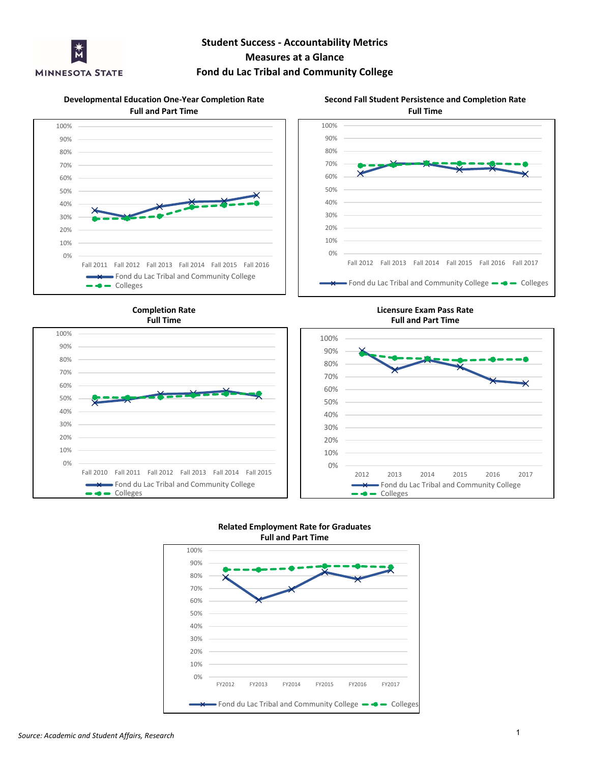# Student Success - Accountability Metrics
## Measures at a Glance
## Fond du Lac Tribal and Community College

**Developmental Education One-Year Completion Rate**
**Full and Part Time**

100%
90%
80%
70%
60%
50%
40%
30%
20%
10%
0%

Fall 2011 Fall 2012 Fall 2013 Fall 2014 Fall 2015 Fall 2016

Fond du Lac Tribal and Community College
Colleges

**Second Fall Student Persistence and Completion Rate**
**Full Time**

100%
90%
80%
70%
60%
50%
40%
30%
20%
10%
0%

Fall 2012 Fall 2013 Fall 2014 Fall 2015 Fall 2016 Fall 2017

Fond du Lac Tribal and Community College Colleges

**Completion Rate**
**Full Time**

100%
90%
80%
70%
60%
50%
40%
30%
20%
10%
0%

Fall 2010 Fall 2011 Fall 2012 Fall 2013 Fall 2014 Fall 2015

Fond du Lac Tribal and Community College
Colleges

**Licensure Exam Pass Rate**
**Full and Part Time**

100%
90%
80%
70%
60%
50%
40%
30%
20%
10%
0%

2012 2013 2014 2015 2016 2017

Fond du Lac Tribal and Community College
Colleges

**Related Employment Rate for Graduates**
**Full and Part Time**

100%
90%
80%
70%
60%
50%
40%
30%
20%
10%
0%

FY2012 FY2013 FY2014 FY2015 FY2016 FY2017

Fond du Lac Tribal and Community College Colleges

*Source: Academic and Student Affairs, Research*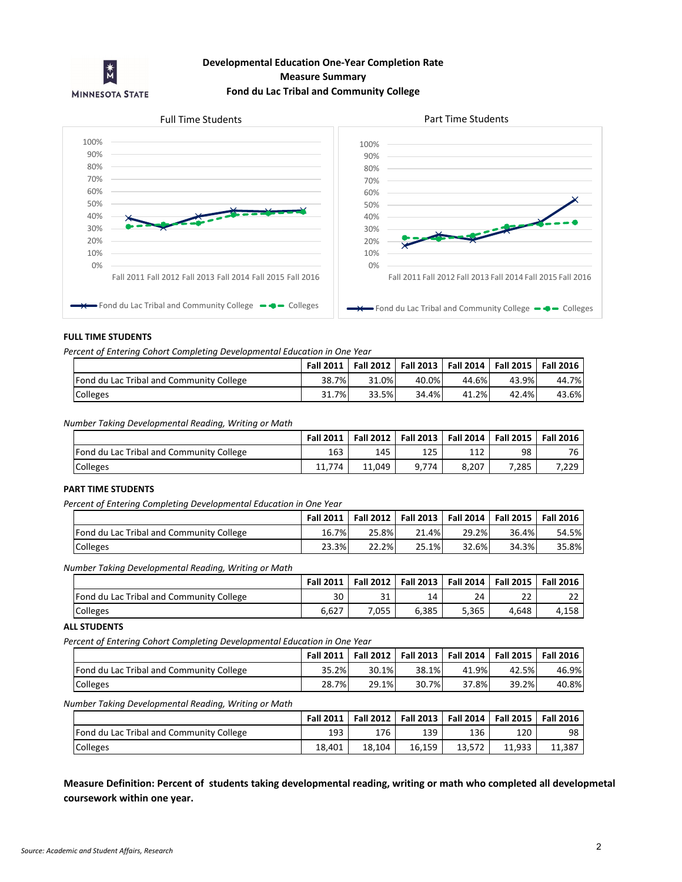## Developmental Education One-Year Completion Rate
## Measure Summary
## Fond du Lac Tribal and Community College

Full Time Students

Part Time Students

### FULL TIME STUDENTS

*Percent of Entering Cohort Completing Developmental Education in One Year*

| | Fall 2011 | Fall 2012 | Fall 2013 | Fall 2014 | Fall 2015 | Fall 2016 |
|---|---|---|---|---|---|---|
| Fond du Lac Tribal and Community College | 38.7% | 31.0% | 40.0% | 44.6% | 43.9% | 44.7% |
| Colleges | 31.7% | 33.5% | 34.4% | 41.2% | 42.4% | 43.6% |

*Number Taking Developmental Reading, Writing or Math*

| | Fall 2011 | Fall 2012 | Fall 2013 | Fall 2014 | Fall 2015 | Fall 2016 |
|---|---|---|---|---|---|---|
| Fond du Lac Tribal and Community College | 163 | 145 | 125 | 112 | 98 | 76 |
| Colleges | 11,774 | 11,049 | 9,774 | 8,207 | 7,285 | 7,229 |

### PART TIME STUDENTS

*Percent of Entering Completing Developmental Education in One Year*

| | Fall 2011 | Fall 2012 | Fall 2013 | Fall 2014 | Fall 2015 | Fall 2016 |
|---|---|---|---|---|---|---|
| Fond du Lac Tribal and Community College | 16.7% | 25.8% | 21.4% | 29.2% | 36.4% | 54.5% |
| Colleges | 23.3% | 22.2% | 25.1% | 32.6% | 34.3% | 35.8% |

*Number Taking Developmental Reading, Writing or Math*

| | Fall 2011 | Fall 2012 | Fall 2013 | Fall 2014 | Fall 2015 | Fall 2016 |
|---|---|---|---|---|---|---|
| Fond du Lac Tribal and Community College | 30 | 31 | 14 | 24 | 22 | 22 |
| Colleges | 6,627 | 7,055 | 6,385 | 5,365 | 4,648 | 4,158 |

### ALL STUDENTS

*Percent of Entering Cohort Completing Developmental Education in One Year*

| | Fall 2011 | Fall 2012 | Fall 2013 | Fall 2014 | Fall 2015 | Fall 2016 |
|---|---|---|---|---|---|---|
| Fond du Lac Tribal and Community College | 35.2% | 30.1% | 38.1% | 41.9% | 42.5% | 46.9% |
| Colleges | 28.7% | 29.1% | 30.7% | 37.8% | 39.2% | 40.8% |

*Number Taking Developmental Reading, Writing or Math*

| | Fall 2011 | Fall 2012 | Fall 2013 | Fall 2014 | Fall 2015 | Fall 2016 |
|---|---|---|---|---|---|---|
| Fond du Lac Tribal and Community College | 193 | 176 | 139 | 136 | 120 | 98 |
| Colleges | 18,401 | 18,104 | 16,159 | 13,572 | 11,933 | 11,387 |

**Measure Definition: Percent of students taking developmental reading, writing or math who completed all developmetal coursework within one year.**

*Source: Academic and Student Affairs, Research*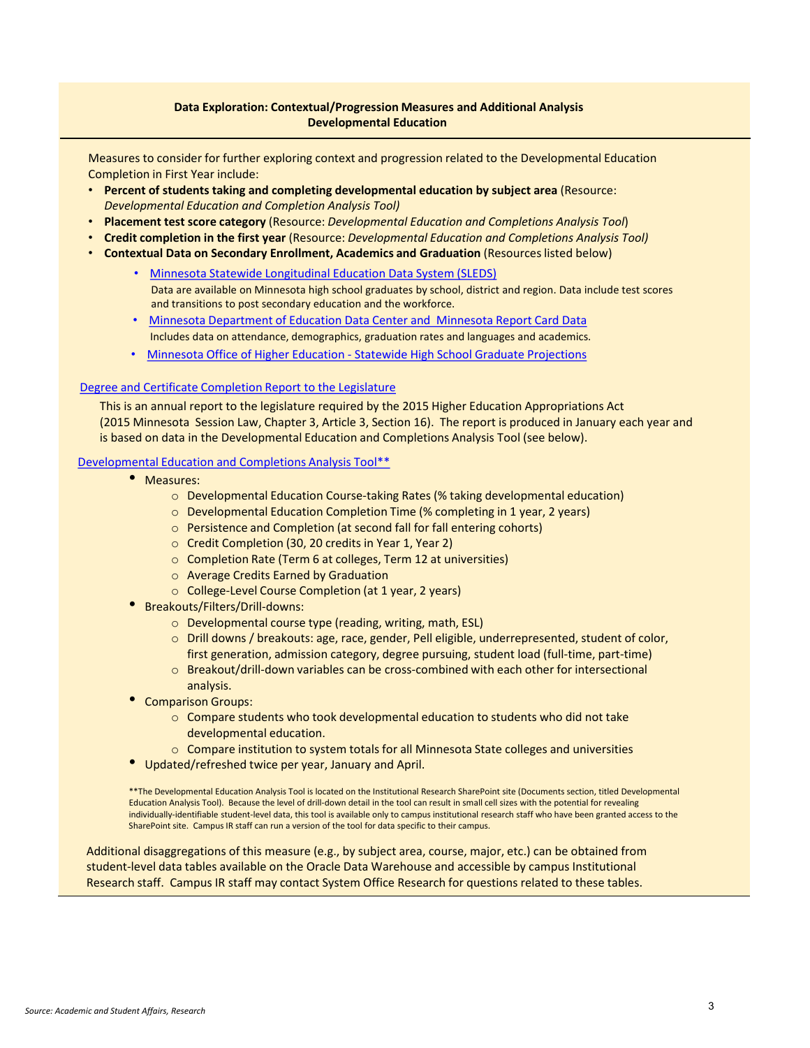## Data Exploration: Contextual/Progression Measures and Additional Analysis
## Developmental Education

Measures to consider for further exploring context and progression related to the Developmental Education Completion in First Year include:

- **Percent of students taking and completing developmental education by subject area** (Resource: *Developmental Education and Completion Analysis Tool)*
- **Placement test score category** (Resource: *Developmental Education and Completions Analysis Tool*)
- **Credit completion in the first year** (Resource: *Developmental Education and Completions Analysis Tool)*
- **Contextual Data on Secondary Enrollment, Academics and Graduation** (Resources listed below)
  - Minnesota Statewide Longitudinal Education Data System (SLEDS)
    Data are available on Minnesota high school graduates by school, district and region. Data include test scores and transitions to post secondary education and the workforce.
  - Minnesota Department of Education Data Center and Minnesota Report Card Data
    Includes data on attendance, demographics, graduation rates and languages and academics.
  - Minnesota Office of Higher Education - Statewide High School Graduate Projections

Degree and Certificate Completion Report to the Legislature

This is an annual report to the legislature required by the 2015 Higher Education Appropriations Act (2015 Minnesota Session Law, Chapter 3, Article 3, Section 16). The report is produced in January each year and is based on data in the Developmental Education and Completions Analysis Tool (see below).

Developmental Education and Completions Analysis Tool**

- Measures:
  - Developmental Education Course-taking Rates (% taking developmental education)
  - Developmental Education Completion Time (% completing in 1 year, 2 years)
  - Persistence and Completion (at second fall for fall entering cohorts)
  - Credit Completion (30, 20 credits in Year 1, Year 2)
  - Completion Rate (Term 6 at colleges, Term 12 at universities)
  - Average Credits Earned by Graduation
  - College-Level Course Completion (at 1 year, 2 years)
- Breakouts/Filters/Drill-downs:
  - Developmental course type (reading, writing, math, ESL)
  - Drill downs / breakouts: age, race, gender, Pell eligible, underrepresented, student of color, first generation, admission category, degree pursuing, student load (full-time, part-time)
  - Breakout/drill-down variables can be cross-combined with each other for intersectional analysis.
- Comparison Groups:
  - Compare students who took developmental education to students who did not take developmental education.
  - Compare institution to system totals for all Minnesota State colleges and universities
- Updated/refreshed twice per year, January and April.

**The Developmental Education Analysis Tool is located on the Institutional Research SharePoint site (Documents section, titled Developmental Education Analysis Tool). Because the level of drill-down detail in the tool can result in small cell sizes with the potential for revealing individually-identifiable student-level data, this tool is available only to campus institutional research staff who have been granted access to the SharePoint site. Campus IR staff can run a version of the tool for data specific to their campus.

Additional disaggregations of this measure (e.g., by subject area, course, major, etc.) can be obtained from student-level data tables available on the Oracle Data Warehouse and accessible by campus Institutional Research staff. Campus IR staff may contact System Office Research for questions related to these tables.

*Source: Academic and Student Affairs, Research*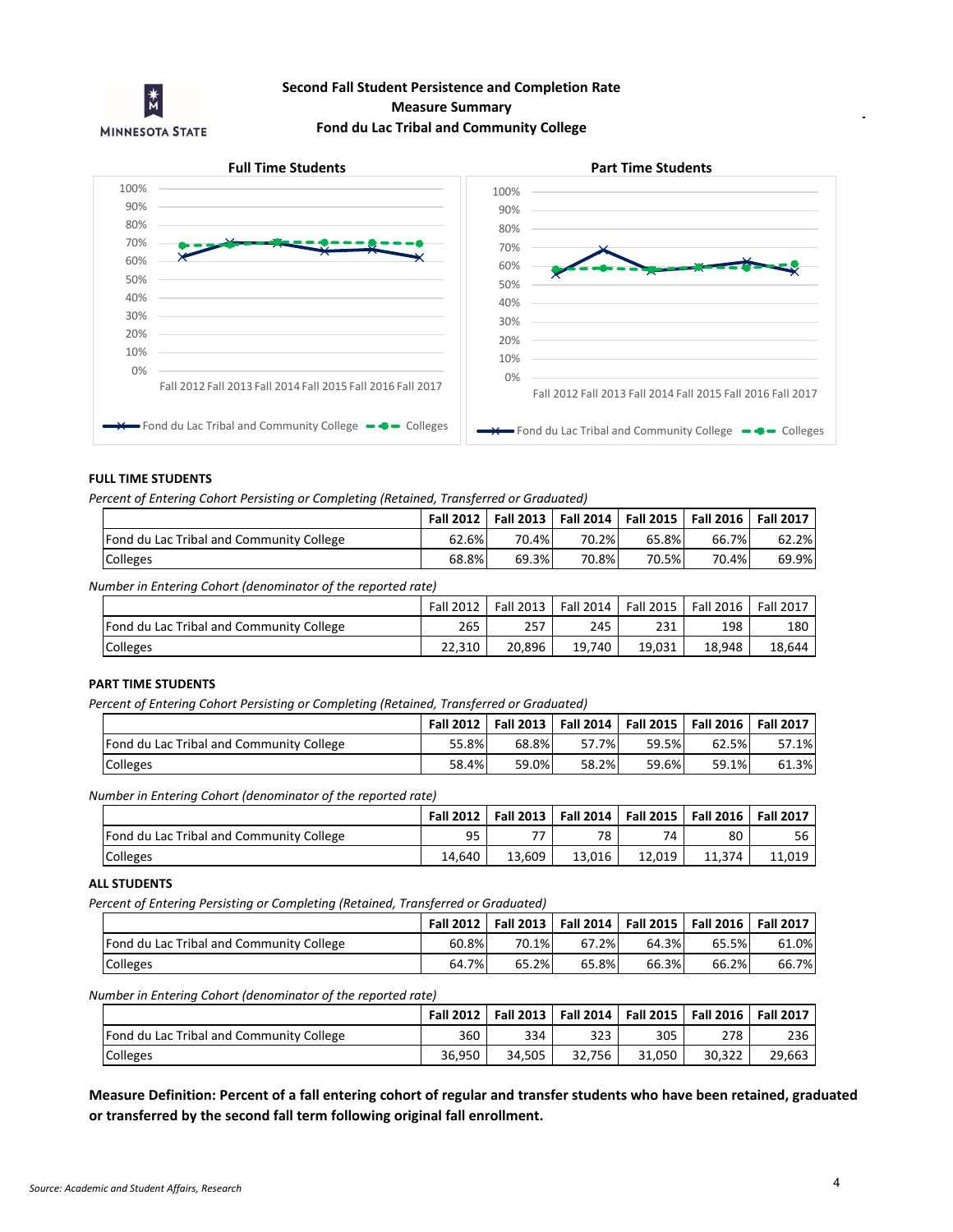# Second Fall Student Persistence and Completion Rate
## Measure Summary
## Fond du Lac Tribal and Community College

Full Time Students

Part Time Students

### FULL TIME STUDENTS

*Percent of Entering Cohort Persisting or Completing (Retained, Transferred or Graduated)*

| | Fall 2012 | Fall 2013 | Fall 2014 | Fall 2015 | Fall 2016 | Fall 2017 |
|---|---|---|---|---|---|---|
| Fond du Lac Tribal and Community College | 62.6% | 70.4% | 70.2% | 65.8% | 66.7% | 62.2% |
| Colleges | 68.8% | 69.3% | 70.8% | 70.5% | 70.4% | 69.9% |

*Number in Entering Cohort (denominator of the reported rate)*

| | Fall 2012 | Fall 2013 | Fall 2014 | Fall 2015 | Fall 2016 | Fall 2017 |
|---|---|---|---|---|---|---|
| Fond du Lac Tribal and Community College | 265 | 257 | 245 | 231 | 198 | 180 |
| Colleges | 22,310 | 20,896 | 19,740 | 19,031 | 18,948 | 18,644 |

### PART TIME STUDENTS

*Percent of Entering Cohort Persisting or Completing (Retained, Transferred or Graduated)*

| | Fall 2012 | Fall 2013 | Fall 2014 | Fall 2015 | Fall 2016 | Fall 2017 |
|---|---|---|---|---|---|---|
| Fond du Lac Tribal and Community College | 55.8% | 68.8% | 57.7% | 59.5% | 62.5% | 57.1% |
| Colleges | 58.4% | 59.0% | 58.2% | 59.6% | 59.1% | 61.3% |

*Number in Entering Cohort (denominator of the reported rate)*

| | Fall 2012 | Fall 2013 | Fall 2014 | Fall 2015 | Fall 2016 | Fall 2017 |
|---|---|---|---|---|---|---|
| Fond du Lac Tribal and Community College | 95 | 77 | 78 | 74 | 80 | 56 |
| Colleges | 14,640 | 13,609 | 13,016 | 12,019 | 11,374 | 11,019 |

### ALL STUDENTS

*Percent of Entering Persisting or Completing (Retained, Transferred or Graduated)*

| | Fall 2012 | Fall 2013 | Fall 2014 | Fall 2015 | Fall 2016 | Fall 2017 |
|---|---|---|---|---|---|---|
| Fond du Lac Tribal and Community College | 60.8% | 70.1% | 67.2% | 64.3% | 65.5% | 61.0% |
| Colleges | 64.7% | 65.2% | 65.8% | 66.3% | 66.2% | 66.7% |

*Number in Entering Cohort (denominator of the reported rate)*

| | Fall 2012 | Fall 2013 | Fall 2014 | Fall 2015 | Fall 2016 | Fall 2017 |
|---|---|---|---|---|---|---|
| Fond du Lac Tribal and Community College | 360 | 334 | 323 | 305 | 278 | 236 |
| Colleges | 36,950 | 34,505 | 32,756 | 31,050 | 30,322 | 29,663 |

**Measure Definition: Percent of a fall entering cohort of regular and transfer students who have been retained, graduated or transferred by the second fall term following original fall enrollment.**

*Source: Academic and Student Affairs, Research*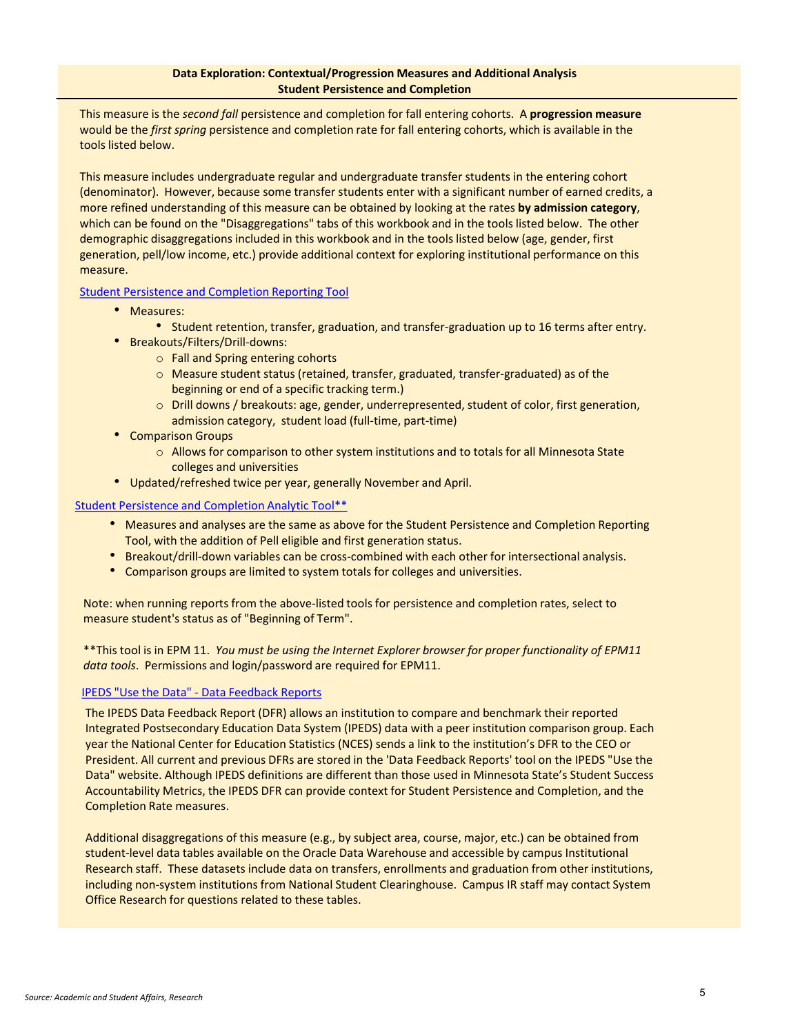## Data Exploration: Contextual/Progression Measures and Additional Analysis
### Student Persistence and Completion

This measure is the *second fall* persistence and completion for fall entering cohorts. A **progression measure** would be the *first spring* persistence and completion rate for fall entering cohorts, which is available in the tools listed below.

This measure includes undergraduate regular and undergraduate transfer students in the entering cohort (denominator). However, because some transfer students enter with a significant number of earned credits, a more refined understanding of this measure can be obtained by looking at the rates **by admission category**, which can be found on the "Disaggregations" tabs of this workbook and in the tools listed below. The other demographic disaggregations included in this workbook and in the tools listed below (age, gender, first generation, pell/low income, etc.) provide additional context for exploring institutional performance on this measure.

Student Persistence and Completion Reporting Tool

- Measures:
  - Student retention, transfer, graduation, and transfer-graduation up to 16 terms after entry.
- Breakouts/Filters/Drill-downs:
  - Fall and Spring entering cohorts
  - Measure student status (retained, transfer, graduated, transfer-graduated) as of the beginning or end of a specific tracking term.)
  - Drill downs / breakouts: age, gender, underrepresented, student of color, first generation, admission category, student load (full-time, part-time)
- Comparison Groups
  - Allows for comparison to other system institutions and to totals for all Minnesota State colleges and universities
- Updated/refreshed twice per year, generally November and April.

Student Persistence and Completion Analytic Tool**

- Measures and analyses are the same as above for the Student Persistence and Completion Reporting Tool, with the addition of Pell eligible and first generation status.
- Breakout/drill-down variables can be cross-combined with each other for intersectional analysis.
- Comparison groups are limited to system totals for colleges and universities.

Note: when running reports from the above-listed tools for persistence and completion rates, select to measure student's status as of "Beginning of Term".

**This tool is in EPM 11. *You must be using the Internet Explorer browser for proper functionality of EPM11 data tools*. Permissions and login/password are required for EPM11.

IPEDS "Use the Data" - Data Feedback Reports

The IPEDS Data Feedback Report (DFR) allows an institution to compare and benchmark their reported Integrated Postsecondary Education Data System (IPEDS) data with a peer institution comparison group. Each year the National Center for Education Statistics (NCES) sends a link to the institution's DFR to the CEO or President. All current and previous DFRs are stored in the 'Data Feedback Reports' tool on the IPEDS "Use the Data" website. Although IPEDS definitions are different than those used in Minnesota State's Student Success Accountability Metrics, the IPEDS DFR can provide context for Student Persistence and Completion, and the Completion Rate measures.

Additional disaggregations of this measure (e.g., by subject area, course, major, etc.) can be obtained from student-level data tables available on the Oracle Data Warehouse and accessible by campus Institutional Research staff. These datasets include data on transfers, enrollments and graduation from other institutions, including non-system institutions from National Student Clearinghouse. Campus IR staff may contact System Office Research for questions related to these tables.

*Source: Academic and Student Affairs, Research*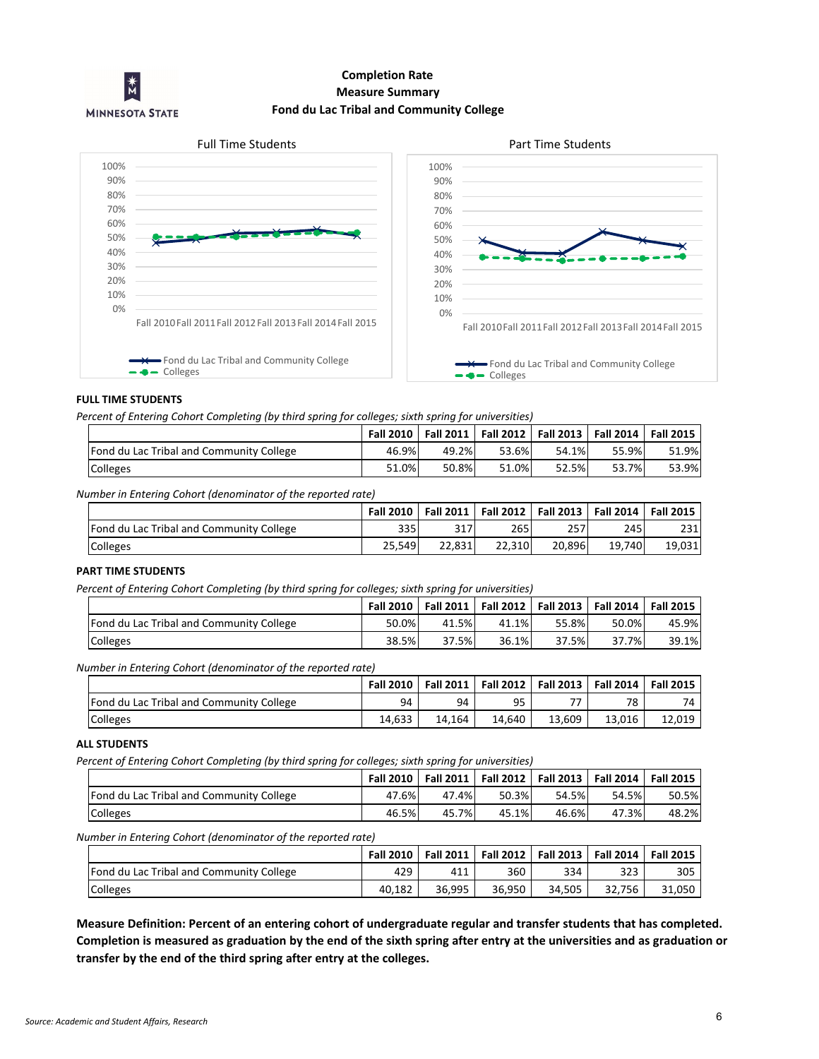# Completion Rate
## Measure Summary
## Fond du Lac Tribal and Community College

### FULL TIME STUDENTS

*Percent of Entering Cohort Completing (by third spring for colleges; sixth spring for universities)*

| | Fall 2010 | Fall 2011 | Fall 2012 | Fall 2013 | Fall 2014 | Fall 2015 |
|---|---|---|---|---|---|---|
| Fond du Lac Tribal and Community College | 46.9% | 49.2% | 53.6% | 54.1% | 55.9% | 51.9% |
| Colleges | 51.0% | 50.8% | 51.0% | 52.5% | 53.7% | 53.9% |

*Number in Entering Cohort (denominator of the reported rate)*

| | Fall 2010 | Fall 2011 | Fall 2012 | Fall 2013 | Fall 2014 | Fall 2015 |
|---|---|---|---|---|---|---|
| Fond du Lac Tribal and Community College | 335 | 317 | 265 | 257 | 245 | 231 |
| Colleges | 25,549 | 22,831 | 22,310 | 20,896 | 19,740 | 19,031 |

### PART TIME STUDENTS

*Percent of Entering Cohort Completing (by third spring for colleges; sixth spring for universities)*

| | Fall 2010 | Fall 2011 | Fall 2012 | Fall 2013 | Fall 2014 | Fall 2015 |
|---|---|---|---|---|---|---|
| Fond du Lac Tribal and Community College | 50.0% | 41.5% | 41.1% | 55.8% | 50.0% | 45.9% |
| Colleges | 38.5% | 37.5% | 36.1% | 37.5% | 37.7% | 39.1% |

*Number in Entering Cohort (denominator of the reported rate)*

| | Fall 2010 | Fall 2011 | Fall 2012 | Fall 2013 | Fall 2014 | Fall 2015 |
|---|---|---|---|---|---|---|
| Fond du Lac Tribal and Community College | 94 | 94 | 95 | 77 | 78 | 74 |
| Colleges | 14,633 | 14,164 | 14,640 | 13,609 | 13,016 | 12,019 |

### ALL STUDENTS

*Percent of Entering Cohort Completing (by third spring for colleges; sixth spring for universities)*

| | Fall 2010 | Fall 2011 | Fall 2012 | Fall 2013 | Fall 2014 | Fall 2015 |
|---|---|---|---|---|---|---|
| Fond du Lac Tribal and Community College | 47.6% | 47.4% | 50.3% | 54.5% | 54.5% | 50.5% |
| Colleges | 46.5% | 45.7% | 45.1% | 46.6% | 47.3% | 48.2% |

*Number in Entering Cohort (denominator of the reported rate)*

| | Fall 2010 | Fall 2011 | Fall 2012 | Fall 2013 | Fall 2014 | Fall 2015 |
|---|---|---|---|---|---|---|
| Fond du Lac Tribal and Community College | 429 | 411 | 360 | 334 | 323 | 305 |
| Colleges | 40,182 | 36,995 | 36,950 | 34,505 | 32,756 | 31,050 |

**Measure Definition: Percent of an entering cohort of undergraduate regular and transfer students that has completed. Completion is measured as graduation by the end of the sixth spring after entry at the universities and as graduation or transfer by the end of the third spring after entry at the colleges.**

*Source: Academic and Student Affairs, Research*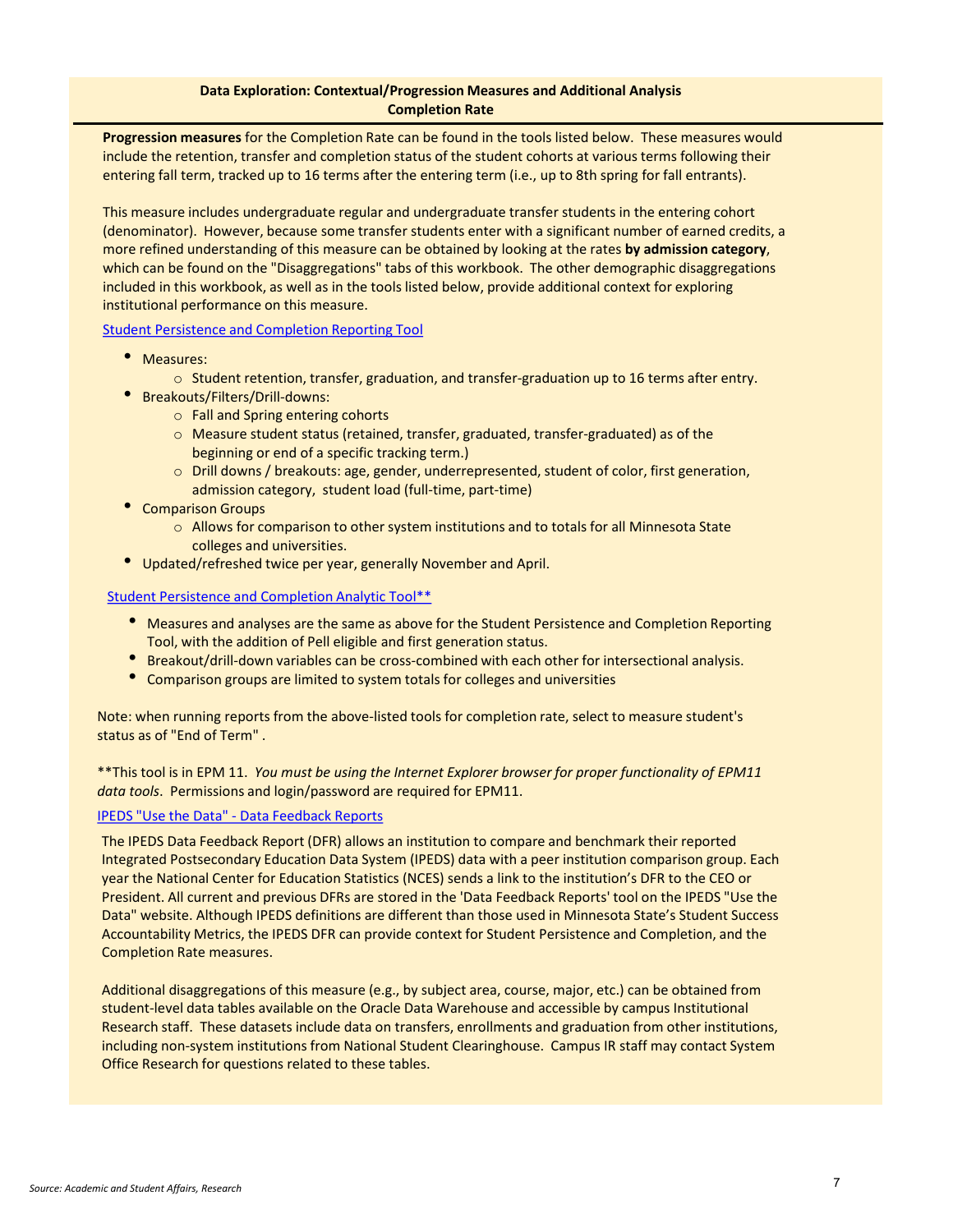## Data Exploration: Contextual/Progression Measures and Additional Analysis
### Completion Rate

**Progression measures** for the Completion Rate can be found in the tools listed below. These measures would include the retention, transfer and completion status of the student cohorts at various terms following their entering fall term, tracked up to 16 terms after the entering term (i.e., up to 8th spring for fall entrants).

This measure includes undergraduate regular and undergraduate transfer students in the entering cohort (denominator). However, because some transfer students enter with a significant number of earned credits, a more refined understanding of this measure can be obtained by looking at the rates **by admission category**, which can be found on the "Disaggregations" tabs of this workbook. The other demographic disaggregations included in this workbook, as well as in the tools listed below, provide additional context for exploring institutional performance on this measure.

Student Persistence and Completion Reporting Tool

- Measures:
  - Student retention, transfer, graduation, and transfer-graduation up to 16 terms after entry.
- Breakouts/Filters/Drill-downs:
  - Fall and Spring entering cohorts
  - Measure student status (retained, transfer, graduated, transfer-graduated) as of the beginning or end of a specific tracking term.)
  - Drill downs / breakouts: age, gender, underrepresented, student of color, first generation, admission category, student load (full-time, part-time)
- Comparison Groups
  - Allows for comparison to other system institutions and to totals for all Minnesota State colleges and universities.
- Updated/refreshed twice per year, generally November and April.

Student Persistence and Completion Analytic Tool**

- Measures and analyses are the same as above for the Student Persistence and Completion Reporting Tool, with the addition of Pell eligible and first generation status.
- Breakout/drill-down variables can be cross-combined with each other for intersectional analysis.
- Comparison groups are limited to system totals for colleges and universities

Note: when running reports from the above-listed tools for completion rate, select to measure student's status as of "End of Term" .

**This tool is in EPM 11. *You must be using the Internet Explorer browser for proper functionality of EPM11 data tools*. Permissions and login/password are required for EPM11.

IPEDS "Use the Data" - Data Feedback Reports

The IPEDS Data Feedback Report (DFR) allows an institution to compare and benchmark their reported Integrated Postsecondary Education Data System (IPEDS) data with a peer institution comparison group. Each year the National Center for Education Statistics (NCES) sends a link to the institution's DFR to the CEO or President. All current and previous DFRs are stored in the 'Data Feedback Reports' tool on the IPEDS "Use the Data" website. Although IPEDS definitions are different than those used in Minnesota State's Student Success Accountability Metrics, the IPEDS DFR can provide context for Student Persistence and Completion, and the Completion Rate measures.

Additional disaggregations of this measure (e.g., by subject area, course, major, etc.) can be obtained from student-level data tables available on the Oracle Data Warehouse and accessible by campus Institutional Research staff. These datasets include data on transfers, enrollments and graduation from other institutions, including non-system institutions from National Student Clearinghouse. Campus IR staff may contact System Office Research for questions related to these tables.

*Source: Academic and Student Affairs, Research*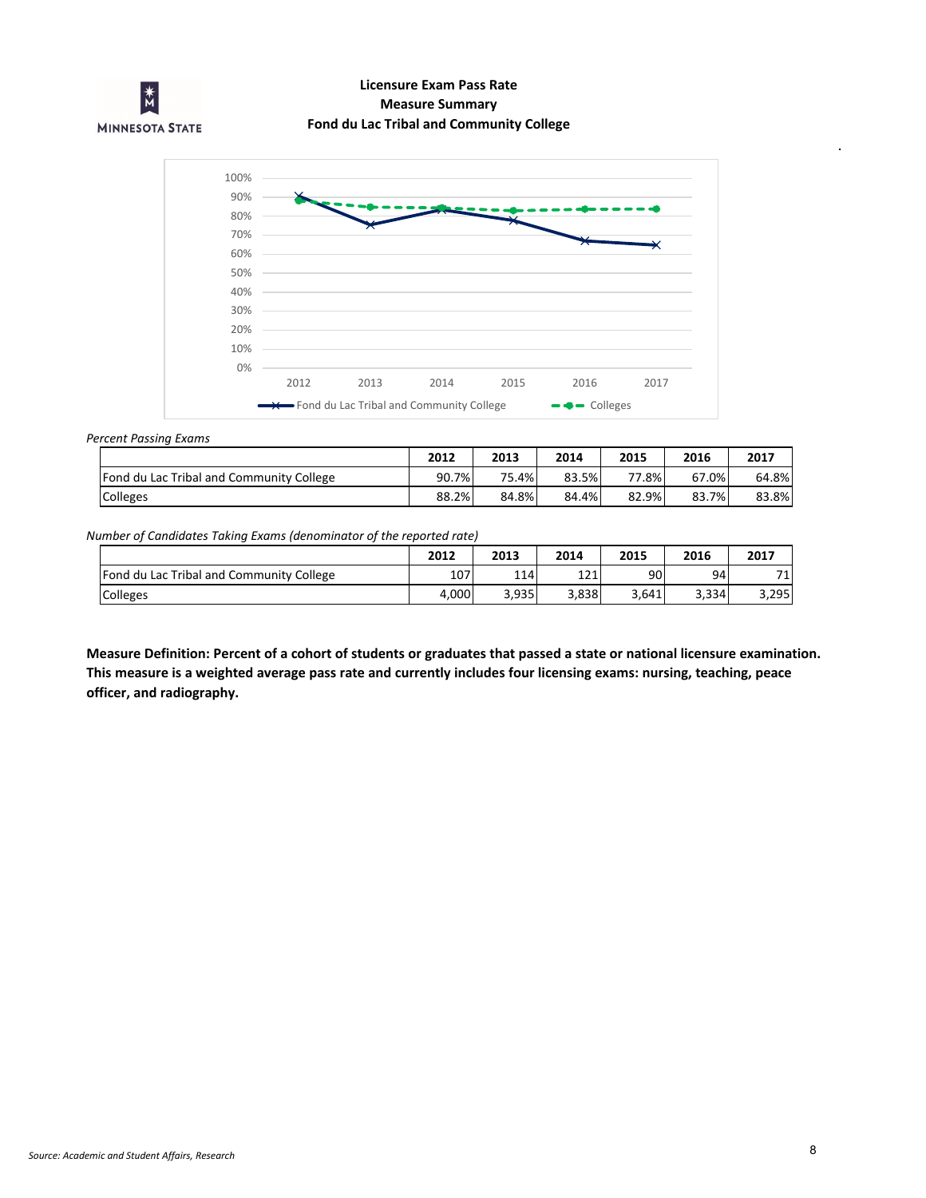# Licensure Exam Pass Rate
## Measure Summary
## Fond du Lac Tribal and Community College

*Percent Passing Exams*

| | 2012 | 2013 | 2014 | 2015 | 2016 | 2017 |
|---|---|---|---|---|---|---|
| Fond du Lac Tribal and Community College | 90.7% | 75.4% | 83.5% | 77.8% | 67.0% | 64.8% |
| Colleges | 88.2% | 84.8% | 84.4% | 82.9% | 83.7% | 83.8% |

*Number of Candidates Taking Exams (denominator of the reported rate)*

| | 2012 | 2013 | 2014 | 2015 | 2016 | 2017 |
|---|---|---|---|---|---|---|
| Fond du Lac Tribal and Community College | 107 | 114 | 121 | 90 | 94 | 71 |
| Colleges | 4,000 | 3,935 | 3,838 | 3,641 | 3,334 | 3,295 |

**Measure Definition: Percent of a cohort of students or graduates that passed a state or national licensure examination. This measure is a weighted average pass rate and currently includes four licensing exams: nursing, teaching, peace officer, and radiography.**

*Source: Academic and Student Affairs, Research*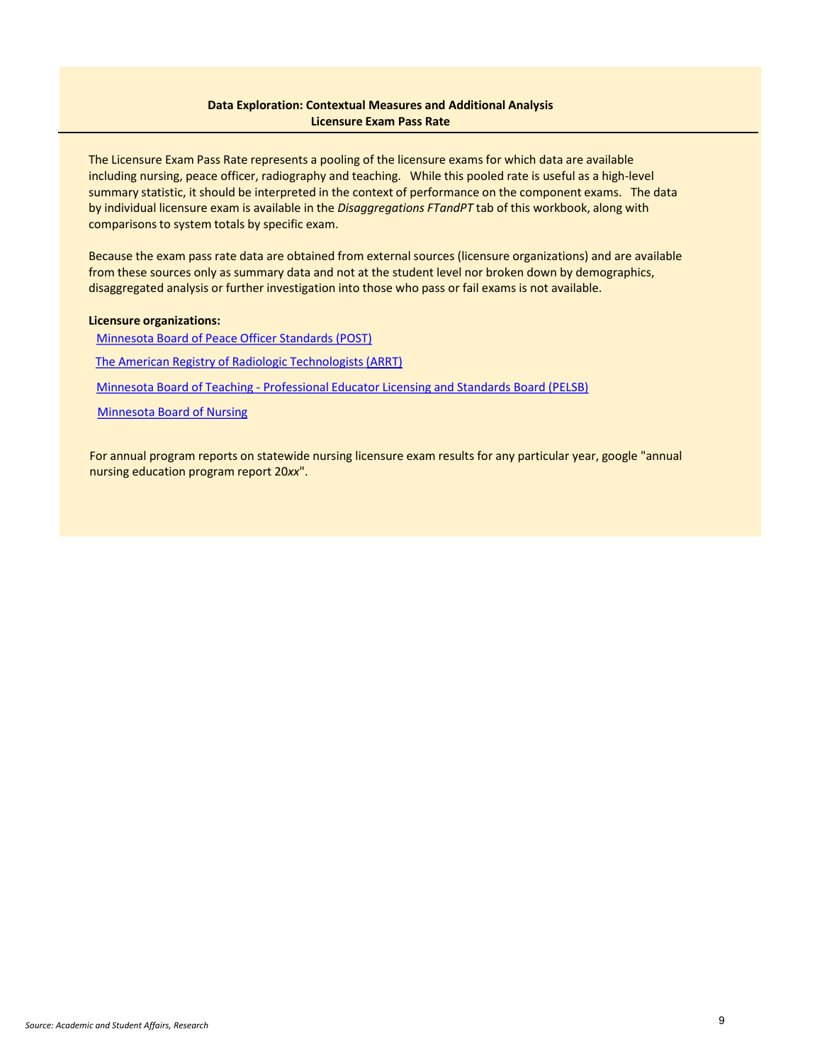## Data Exploration: Contextual Measures and Additional Analysis
### Licensure Exam Pass Rate

The Licensure Exam Pass Rate represents a pooling of the licensure exams for which data are available including nursing, peace officer, radiography and teaching. While this pooled rate is useful as a high-level summary statistic, it should be interpreted in the context of performance on the component exams. The data by individual licensure exam is available in the *Disaggregations FTandPT* tab of this workbook, along with comparisons to system totals by specific exam.

Because the exam pass rate data are obtained from external sources (licensure organizations) and are available from these sources only as summary data and not at the student level nor broken down by demographics, disaggregated analysis or further investigation into those who pass or fail exams is not available.

**Licensure organizations:**

- Minnesota Board of Peace Officer Standards (POST)
- The American Registry of Radiologic Technologists (ARRT)
- Minnesota Board of Teaching - Professional Educator Licensing and Standards Board (PELSB)
- Minnesota Board of Nursing

For annual program reports on statewide nursing licensure exam results for any particular year, google "annual nursing education program report 20*xx*".

*Source: Academic and Student Affairs, Research*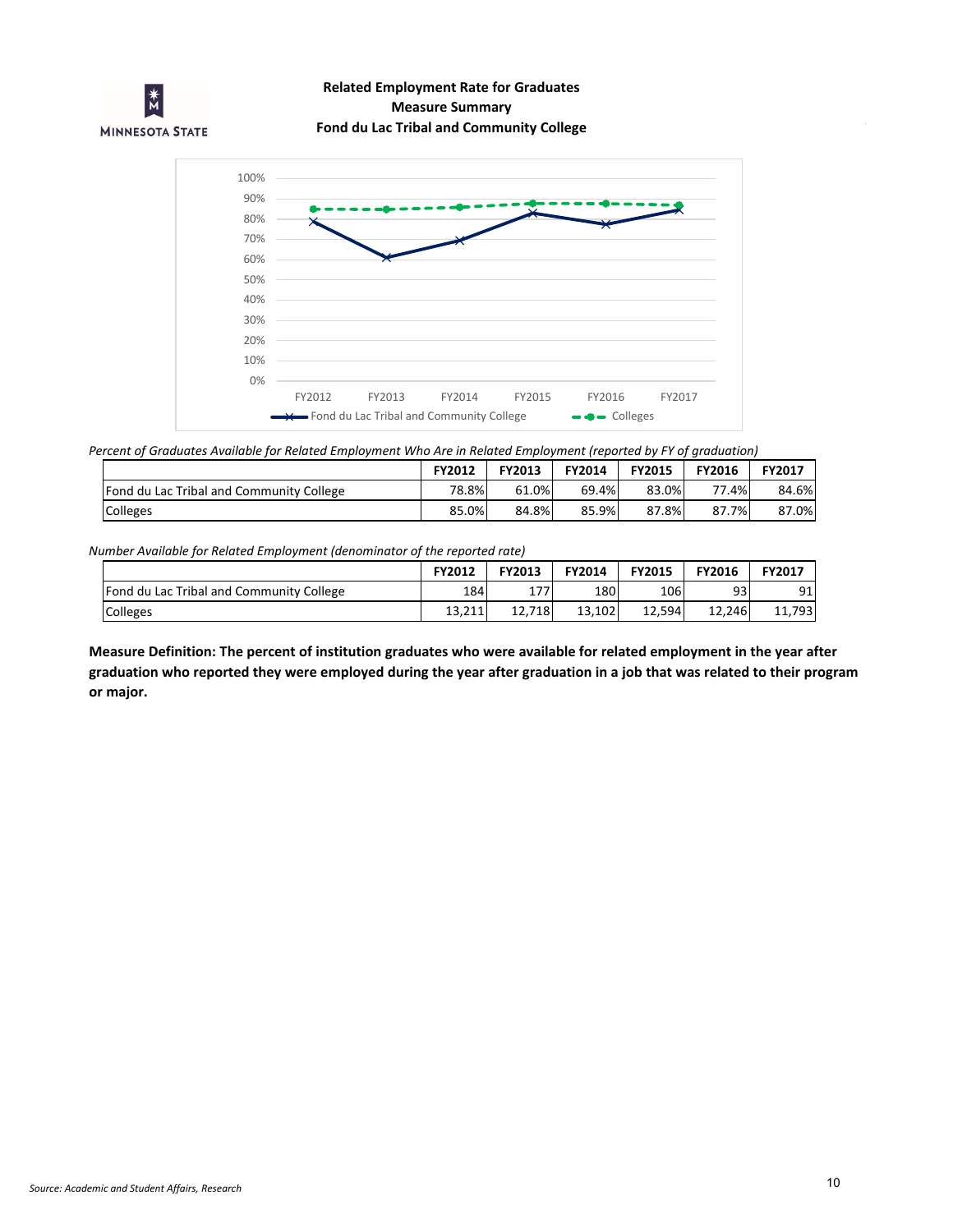**Related Employment Rate for Graduates**
**Measure Summary**
**Fond du Lac Tribal and Community College**

*Percent of Graduates Available for Related Employment Who Are in Related Employment (reported by FY of graduation)*

| | FY2012 | FY2013 | FY2014 | FY2015 | FY2016 | FY2017 |
|---|---|---|---|---|---|---|
| Fond du Lac Tribal and Community College | 78.8% | 61.0% | 69.4% | 83.0% | 77.4% | 84.6% |
| Colleges | 85.0% | 84.8% | 85.9% | 87.8% | 87.7% | 87.0% |

*Number Available for Related Employment (denominator of the reported rate)*

| | FY2012 | FY2013 | FY2014 | FY2015 | FY2016 | FY2017 |
|---|---|---|---|---|---|---|
| Fond du Lac Tribal and Community College | 184 | 177 | 180 | 106 | 93 | 91 |
| Colleges | 13,211 | 12,718 | 13,102 | 12,594 | 12,246 | 11,793 |

**Measure Definition: The percent of institution graduates who were available for related employment in the year after graduation who reported they were employed during the year after graduation in a job that was related to their program or major.**

*Source: Academic and Student Affairs, Research*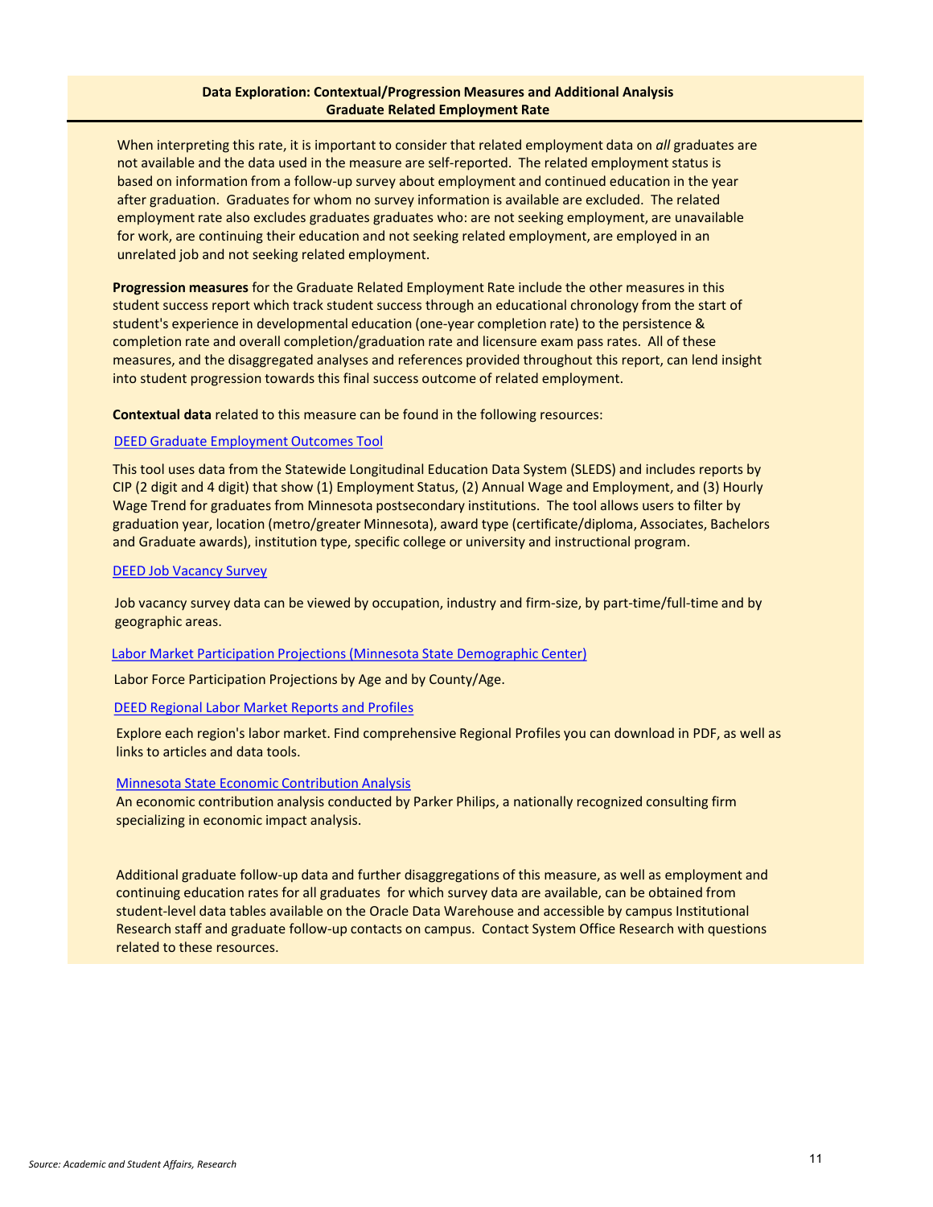## Data Exploration: Contextual/Progression Measures and Additional Analysis
## Graduate Related Employment Rate

When interpreting this rate, it is important to consider that related employment data on *all* graduates are not available and the data used in the measure are self-reported. The related employment status is based on information from a follow-up survey about employment and continued education in the year after graduation. Graduates for whom no survey information is available are excluded. The related employment rate also excludes graduates graduates who: are not seeking employment, are unavailable for work, are continuing their education and not seeking related employment, are employed in an unrelated job and not seeking related employment.

**Progression measures** for the Graduate Related Employment Rate include the other measures in this student success report which track student success through an educational chronology from the start of student's experience in developmental education (one-year completion rate) to the persistence & completion rate and overall completion/graduation rate and licensure exam pass rates. All of these measures, and the disaggregated analyses and references provided throughout this report, can lend insight into student progression towards this final success outcome of related employment.

**Contextual data** related to this measure can be found in the following resources:

DEED Graduate Employment Outcomes Tool

This tool uses data from the Statewide Longitudinal Education Data System (SLEDS) and includes reports by CIP (2 digit and 4 digit) that show (1) Employment Status, (2) Annual Wage and Employment, and (3) Hourly Wage Trend for graduates from Minnesota postsecondary institutions. The tool allows users to filter by graduation year, location (metro/greater Minnesota), award type (certificate/diploma, Associates, Bachelors and Graduate awards), institution type, specific college or university and instructional program.

DEED Job Vacancy Survey

Job vacancy survey data can be viewed by occupation, industry and firm-size, by part-time/full-time and by geographic areas.

Labor Market Participation Projections (Minnesota State Demographic Center)

Labor Force Participation Projections by Age and by County/Age.

DEED Regional Labor Market Reports and Profiles

Explore each region's labor market. Find comprehensive Regional Profiles you can download in PDF, as well as links to articles and data tools.

Minnesota State Economic Contribution Analysis

An economic contribution analysis conducted by Parker Philips, a nationally recognized consulting firm specializing in economic impact analysis.

Additional graduate follow-up data and further disaggregations of this measure, as well as employment and continuing education rates for all graduates for which survey data are available, can be obtained from student-level data tables available on the Oracle Data Warehouse and accessible by campus Institutional Research staff and graduate follow-up contacts on campus. Contact System Office Research with questions related to these resources.

*Source: Academic and Student Affairs, Research*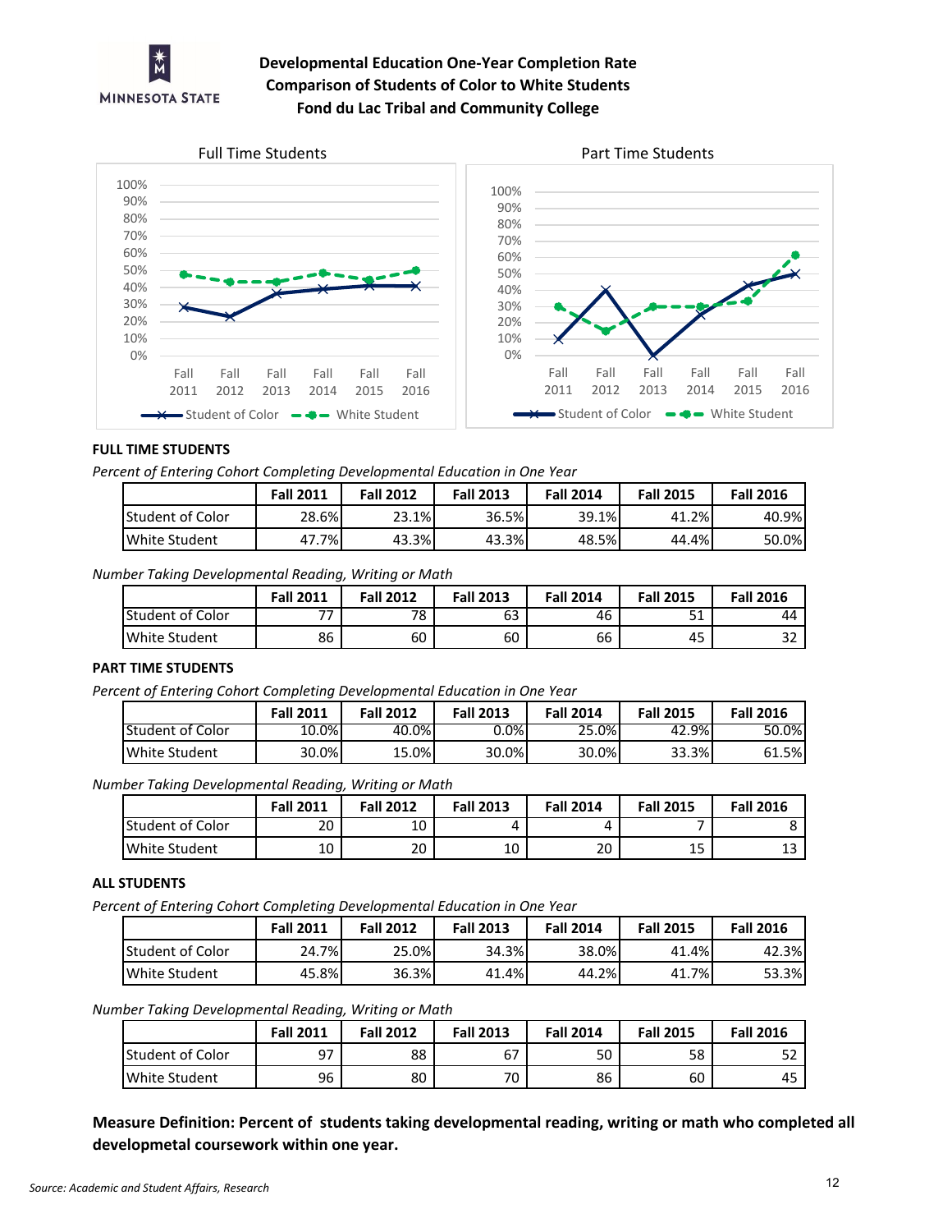# Developmental Education One-Year Completion Rate
## Comparison of Students of Color to White Students
## Fond du Lac Tribal and Community College

Full Time Students

Part Time Students

### FULL TIME STUDENTS

*Percent of Entering Cohort Completing Developmental Education in One Year*

| | Fall 2011 | Fall 2012 | Fall 2013 | Fall 2014 | Fall 2015 | Fall 2016 |
|---|---|---|---|---|---|---|
| Student of Color | 28.6% | 23.1% | 36.5% | 39.1% | 41.2% | 40.9% |
| White Student | 47.7% | 43.3% | 43.3% | 48.5% | 44.4% | 50.0% |

*Number Taking Developmental Reading, Writing or Math*

| | Fall 2011 | Fall 2012 | Fall 2013 | Fall 2014 | Fall 2015 | Fall 2016 |
|---|---|---|---|---|---|---|
| Student of Color | 77 | 78 | 63 | 46 | 51 | 44 |
| White Student | 86 | 60 | 60 | 66 | 45 | 32 |

### PART TIME STUDENTS

*Percent of Entering Cohort Completing Developmental Education in One Year*

| | Fall 2011 | Fall 2012 | Fall 2013 | Fall 2014 | Fall 2015 | Fall 2016 |
|---|---|---|---|---|---|---|
| Student of Color | 10.0% | 40.0% | 0.0% | 25.0% | 42.9% | 50.0% |
| White Student | 30.0% | 15.0% | 30.0% | 30.0% | 33.3% | 61.5% |

*Number Taking Developmental Reading, Writing or Math*

| | Fall 2011 | Fall 2012 | Fall 2013 | Fall 2014 | Fall 2015 | Fall 2016 |
|---|---|---|---|---|---|---|
| Student of Color | 20 | 10 | 4 | 4 | 7 | 8 |
| White Student | 10 | 20 | 10 | 20 | 15 | 13 |

### ALL STUDENTS

*Percent of Entering Cohort Completing Developmental Education in One Year*

| | Fall 2011 | Fall 2012 | Fall 2013 | Fall 2014 | Fall 2015 | Fall 2016 |
|---|---|---|---|---|---|---|
| Student of Color | 24.7% | 25.0% | 34.3% | 38.0% | 41.4% | 42.3% |
| White Student | 45.8% | 36.3% | 41.4% | 44.2% | 41.7% | 53.3% |

*Number Taking Developmental Reading, Writing or Math*

| | Fall 2011 | Fall 2012 | Fall 2013 | Fall 2014 | Fall 2015 | Fall 2016 |
|---|---|---|---|---|---|---|
| Student of Color | 97 | 88 | 67 | 50 | 58 | 52 |
| White Student | 96 | 80 | 70 | 86 | 60 | 45 |

**Measure Definition: Percent of students taking developmental reading, writing or math who completed all developmetal coursework within one year.**

*Source: Academic and Student Affairs, Research*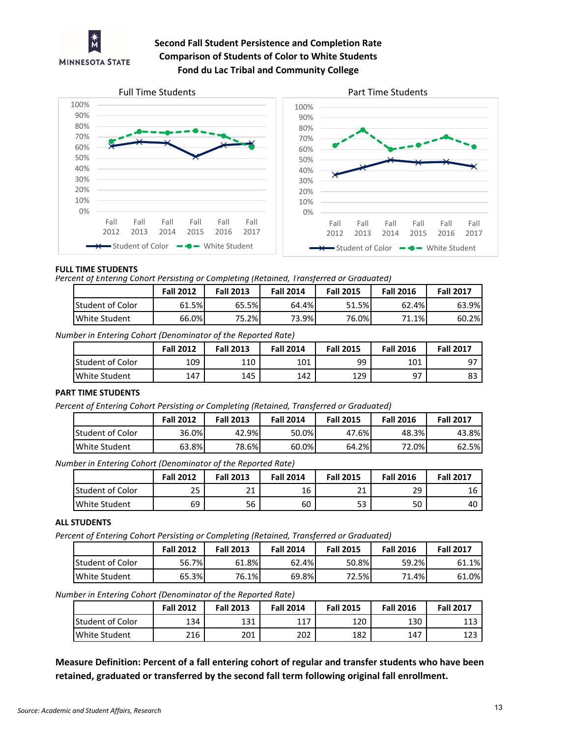# Second Fall Student Persistence and Completion Rate
## Comparison of Students of Color to White Students
## Fond du Lac Tribal and Community College

### FULL TIME STUDENTS

*Percent of Entering Cohort Persisting or Completing (Retained, Transferred or Graduated)*

| | Fall 2012 | Fall 2013 | Fall 2014 | Fall 2015 | Fall 2016 | Fall 2017 |
|---|---|---|---|---|---|---|
| Student of Color | 61.5% | 65.5% | 64.4% | 51.5% | 62.4% | 63.9% |
| White Student | 66.0% | 75.2% | 73.9% | 76.0% | 71.1% | 60.2% |

*Number in Entering Cohort (Denominator of the Reported Rate)*

| | Fall 2012 | Fall 2013 | Fall 2014 | Fall 2015 | Fall 2016 | Fall 2017 |
|---|---|---|---|---|---|---|
| Student of Color | 109 | 110 | 101 | 99 | 101 | 97 |
| White Student | 147 | 145 | 142 | 129 | 97 | 83 |

### PART TIME STUDENTS

*Percent of Entering Cohort Persisting or Completing (Retained, Transferred or Graduated)*

| | Fall 2012 | Fall 2013 | Fall 2014 | Fall 2015 | Fall 2016 | Fall 2017 |
|---|---|---|---|---|---|---|
| Student of Color | 36.0% | 42.9% | 50.0% | 47.6% | 48.3% | 43.8% |
| White Student | 63.8% | 78.6% | 60.0% | 64.2% | 72.0% | 62.5% |

*Number in Entering Cohort (Denominator of the Reported Rate)*

| | Fall 2012 | Fall 2013 | Fall 2014 | Fall 2015 | Fall 2016 | Fall 2017 |
|---|---|---|---|---|---|---|
| Student of Color | 25 | 21 | 16 | 21 | 29 | 16 |
| White Student | 69 | 56 | 60 | 53 | 50 | 40 |

### ALL STUDENTS

*Percent of Entering Cohort Persisting or Completing (Retained, Transferred or Graduated)*

| | Fall 2012 | Fall 2013 | Fall 2014 | Fall 2015 | Fall 2016 | Fall 2017 |
|---|---|---|---|---|---|---|
| Student of Color | 56.7% | 61.8% | 62.4% | 50.8% | 59.2% | 61.1% |
| White Student | 65.3% | 76.1% | 69.8% | 72.5% | 71.4% | 61.0% |

*Number in Entering Cohort (Denominator of the Reported Rate)*

| | Fall 2012 | Fall 2013 | Fall 2014 | Fall 2015 | Fall 2016 | Fall 2017 |
|---|---|---|---|---|---|---|
| Student of Color | 134 | 131 | 117 | 120 | 130 | 113 |
| White Student | 216 | 201 | 202 | 182 | 147 | 123 |

**Measure Definition: Percent of a fall entering cohort of regular and transfer students who have been retained, graduated or transferred by the second fall term following original fall enrollment.**

*Source: Academic and Student Affairs, Research*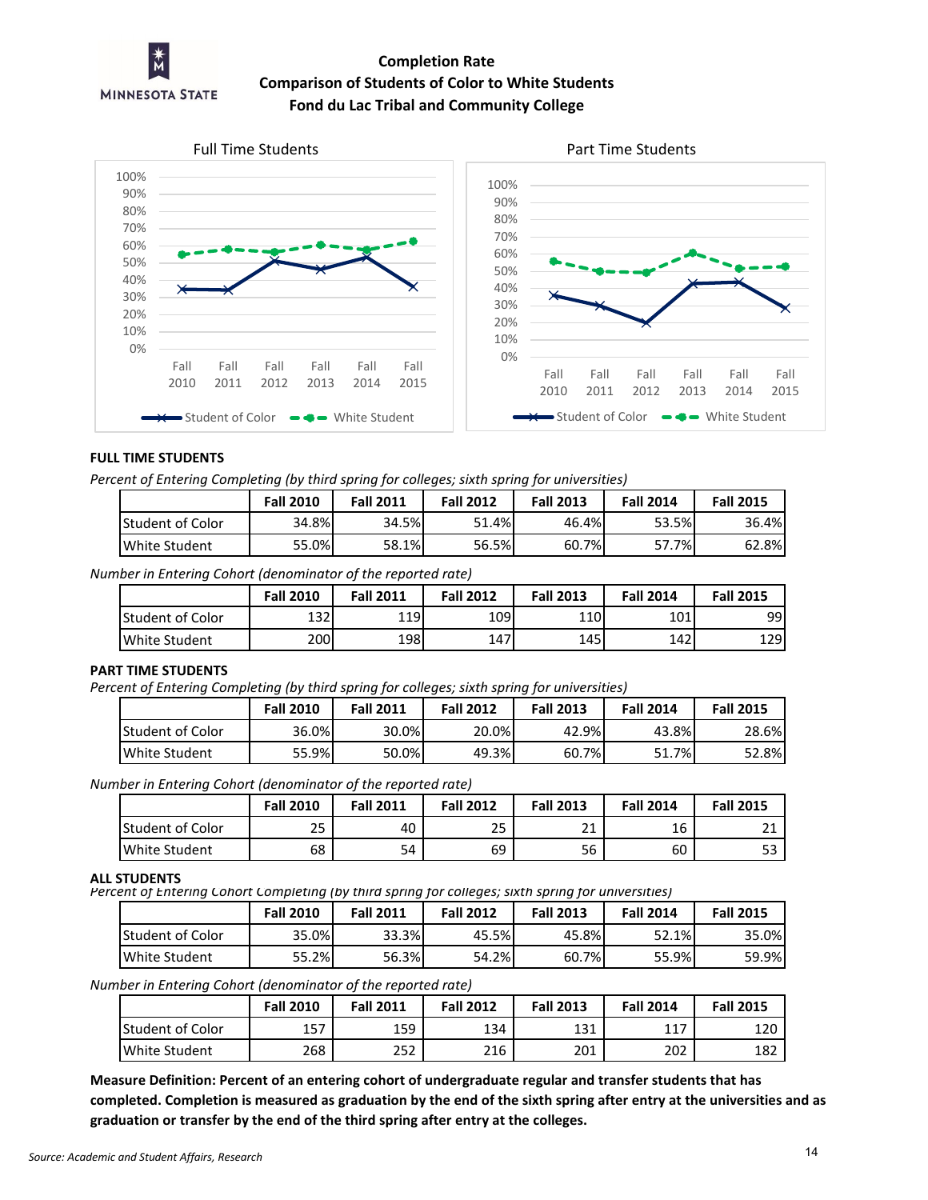# Completion Rate
## Comparison of Students of Color to White Students
## Fond du Lac Tribal and Community College

Full Time Students

Part Time Students

### FULL TIME STUDENTS

*Percent of Entering Completing (by third spring for colleges; sixth spring for universities)*

| | Fall 2010 | Fall 2011 | Fall 2012 | Fall 2013 | Fall 2014 | Fall 2015 |
|---|---|---|---|---|---|---|
| Student of Color | 34.8% | 34.5% | 51.4% | 46.4% | 53.5% | 36.4% |
| White Student | 55.0% | 58.1% | 56.5% | 60.7% | 57.7% | 62.8% |

*Number in Entering Cohort (denominator of the reported rate)*

| | Fall 2010 | Fall 2011 | Fall 2012 | Fall 2013 | Fall 2014 | Fall 2015 |
|---|---|---|---|---|---|---|
| Student of Color | 132 | 119 | 109 | 110 | 101 | 99 |
| White Student | 200 | 198 | 147 | 145 | 142 | 129 |

### PART TIME STUDENTS

*Percent of Entering Completing (by third spring for colleges; sixth spring for universities)*

| | Fall 2010 | Fall 2011 | Fall 2012 | Fall 2013 | Fall 2014 | Fall 2015 |
|---|---|---|---|---|---|---|
| Student of Color | 36.0% | 30.0% | 20.0% | 42.9% | 43.8% | 28.6% |
| White Student | 55.9% | 50.0% | 49.3% | 60.7% | 51.7% | 52.8% |

*Number in Entering Cohort (denominator of the reported rate)*

| | Fall 2010 | Fall 2011 | Fall 2012 | Fall 2013 | Fall 2014 | Fall 2015 |
|---|---|---|---|---|---|---|
| Student of Color | 25 | 40 | 25 | 21 | 16 | 21 |
| White Student | 68 | 54 | 69 | 56 | 60 | 53 |

### ALL STUDENTS

*Percent of Entering Cohort Completing (by third spring for colleges; sixth spring for universities)*

| | Fall 2010 | Fall 2011 | Fall 2012 | Fall 2013 | Fall 2014 | Fall 2015 |
|---|---|---|---|---|---|---|
| Student of Color | 35.0% | 33.3% | 45.5% | 45.8% | 52.1% | 35.0% |
| White Student | 55.2% | 56.3% | 54.2% | 60.7% | 55.9% | 59.9% |

*Number in Entering Cohort (denominator of the reported rate)*

| | Fall 2010 | Fall 2011 | Fall 2012 | Fall 2013 | Fall 2014 | Fall 2015 |
|---|---|---|---|---|---|---|
| Student of Color | 157 | 159 | 134 | 131 | 117 | 120 |
| White Student | 268 | 252 | 216 | 201 | 202 | 182 |

**Measure Definition: Percent of an entering cohort of undergraduate regular and transfer students that has completed. Completion is measured as graduation by the end of the sixth spring after entry at the universities and as graduation or transfer by the end of the third spring after entry at the colleges.**

*Source: Academic and Student Affairs, Research*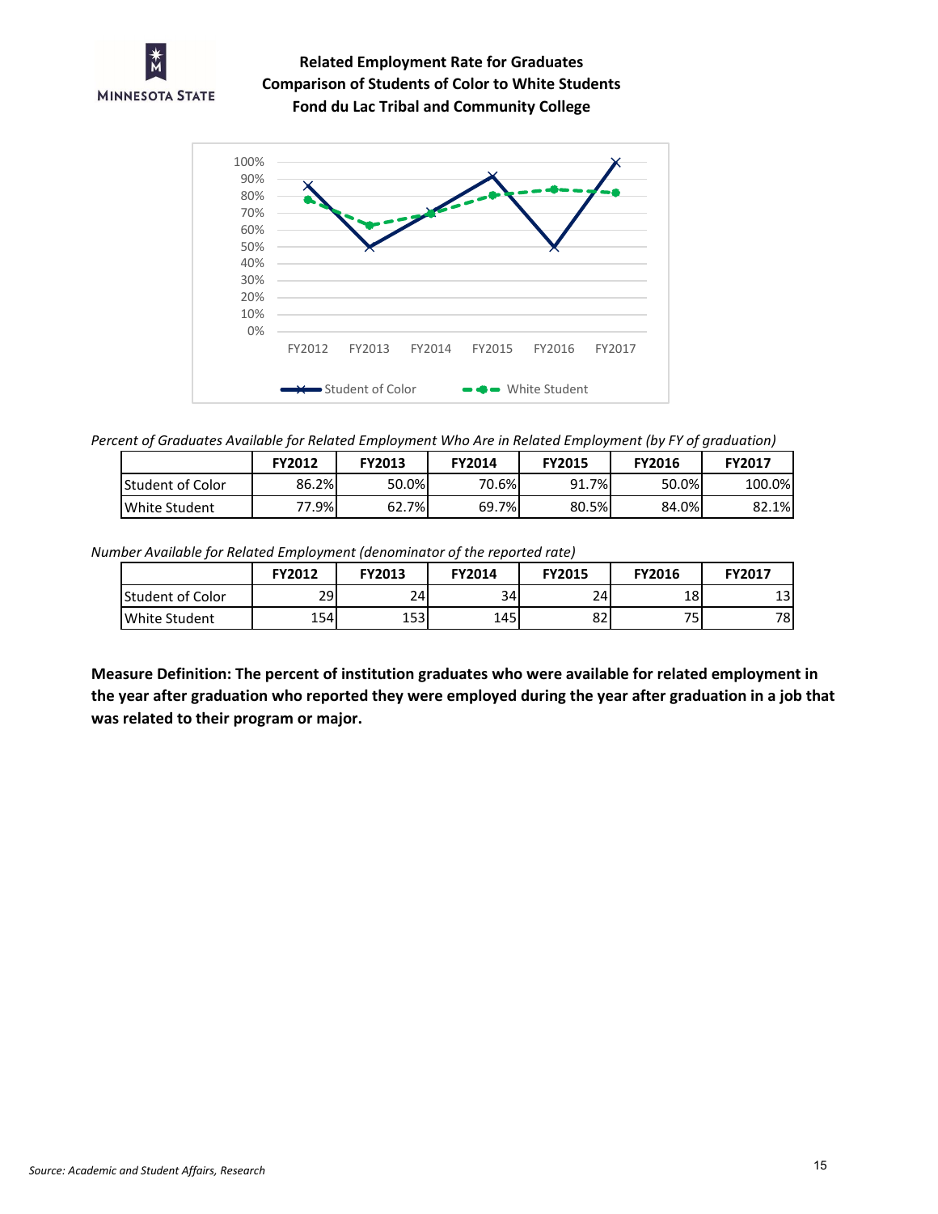**Related Employment Rate for Graduates**
**Comparison of Students of Color to White Students**
**Fond du Lac Tribal and Community College**

*Percent of Graduates Available for Related Employment Who Are in Related Employment (by FY of graduation)*

| | FY2012 | FY2013 | FY2014 | FY2015 | FY2016 | FY2017 |
|---|---|---|---|---|---|---|
| Student of Color | 86.2% | 50.0% | 70.6% | 91.7% | 50.0% | 100.0% |
| White Student | 77.9% | 62.7% | 69.7% | 80.5% | 84.0% | 82.1% |

*Number Available for Related Employment (denominator of the reported rate)*

| | FY2012 | FY2013 | FY2014 | FY2015 | FY2016 | FY2017 |
|---|---|---|---|---|---|---|
| Student of Color | 29 | 24 | 34 | 24 | 18 | 13 |
| White Student | 154 | 153 | 145 | 82 | 75 | 78 |

**Measure Definition: The percent of institution graduates who were available for related employment in the year after graduation who reported they were employed during the year after graduation in a job that was related to their program or major.**

*Source: Academic and Student Affairs, Research*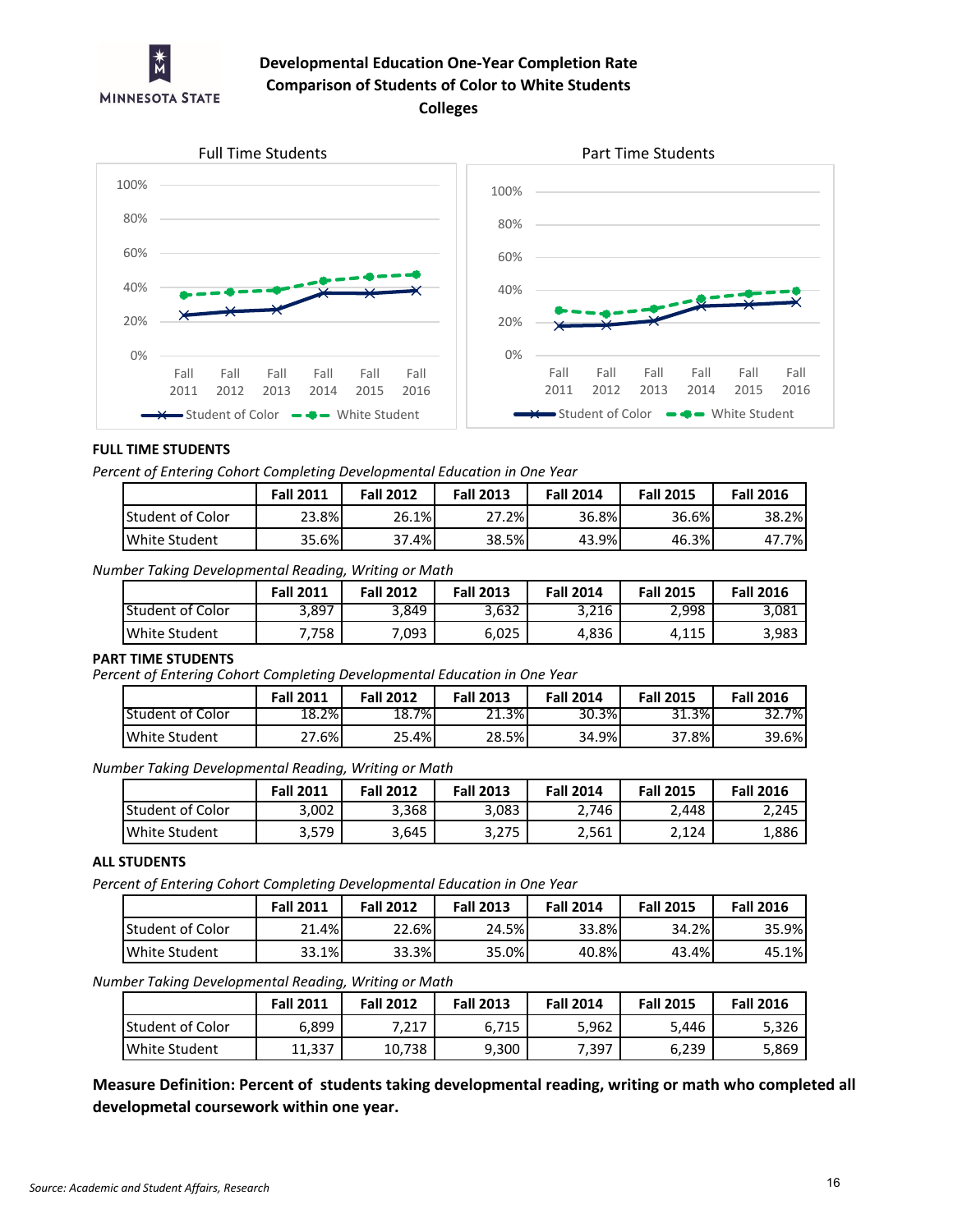## Developmental Education One-Year Completion Rate
## Comparison of Students of Color to White Students
## Colleges

Full Time Students

Part Time Students

### FULL TIME STUDENTS

*Percent of Entering Cohort Completing Developmental Education in One Year*

| | Fall 2011 | Fall 2012 | Fall 2013 | Fall 2014 | Fall 2015 | Fall 2016 |
|---|---|---|---|---|---|---|
| Student of Color | 23.8% | 26.1% | 27.2% | 36.8% | 36.6% | 38.2% |
| White Student | 35.6% | 37.4% | 38.5% | 43.9% | 46.3% | 47.7% |

*Number Taking Developmental Reading, Writing or Math*

| | Fall 2011 | Fall 2012 | Fall 2013 | Fall 2014 | Fall 2015 | Fall 2016 |
|---|---|---|---|---|---|---|
| Student of Color | 3,897 | 3,849 | 3,632 | 3,216 | 2,998 | 3,081 |
| White Student | 7,758 | 7,093 | 6,025 | 4,836 | 4,115 | 3,983 |

### PART TIME STUDENTS

*Percent of Entering Cohort Completing Developmental Education in One Year*

| | Fall 2011 | Fall 2012 | Fall 2013 | Fall 2014 | Fall 2015 | Fall 2016 |
|---|---|---|---|---|---|---|
| Student of Color | 18.2% | 18.7% | 21.3% | 30.3% | 31.3% | 32.7% |
| White Student | 27.6% | 25.4% | 28.5% | 34.9% | 37.8% | 39.6% |

*Number Taking Developmental Reading, Writing or Math*

| | Fall 2011 | Fall 2012 | Fall 2013 | Fall 2014 | Fall 2015 | Fall 2016 |
|---|---|---|---|---|---|---|
| Student of Color | 3,002 | 3,368 | 3,083 | 2,746 | 2,448 | 2,245 |
| White Student | 3,579 | 3,645 | 3,275 | 2,561 | 2,124 | 1,886 |

### ALL STUDENTS

*Percent of Entering Cohort Completing Developmental Education in One Year*

| | Fall 2011 | Fall 2012 | Fall 2013 | Fall 2014 | Fall 2015 | Fall 2016 |
|---|---|---|---|---|---|---|
| Student of Color | 21.4% | 22.6% | 24.5% | 33.8% | 34.2% | 35.9% |
| White Student | 33.1% | 33.3% | 35.0% | 40.8% | 43.4% | 45.1% |

*Number Taking Developmental Reading, Writing or Math*

| | Fall 2011 | Fall 2012 | Fall 2013 | Fall 2014 | Fall 2015 | Fall 2016 |
|---|---|---|---|---|---|---|
| Student of Color | 6,899 | 7,217 | 6,715 | 5,962 | 5,446 | 5,326 |
| White Student | 11,337 | 10,738 | 9,300 | 7,397 | 6,239 | 5,869 |

**Measure Definition: Percent of students taking developmental reading, writing or math who completed all developmetal coursework within one year.**

*Source: Academic and Student Affairs, Research*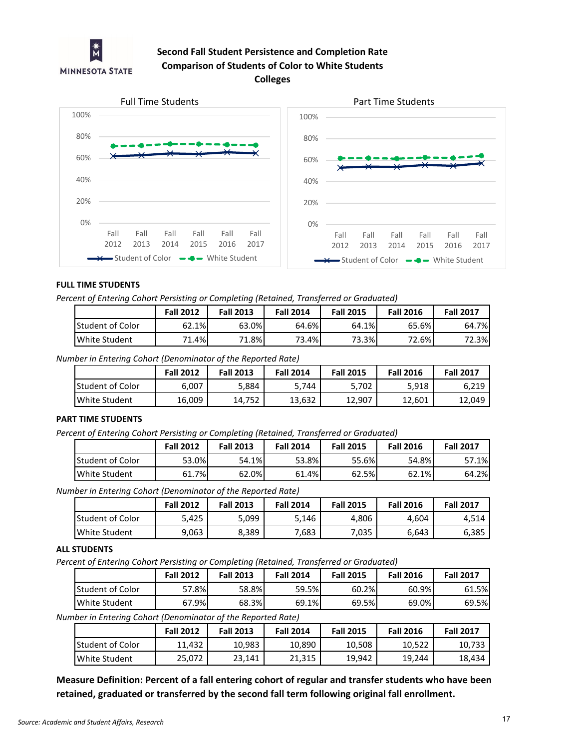Minnesota State

# Second Fall Student Persistence and Completion Rate
## Comparison of Students of Color to White Students
## Colleges

Full Time Students

Part Time Students

### FULL TIME STUDENTS

*Percent of Entering Cohort Persisting or Completing (Retained, Transferred or Graduated)*

| | Fall 2012 | Fall 2013 | Fall 2014 | Fall 2015 | Fall 2016 | Fall 2017 |
|---|---|---|---|---|---|---|
| Student of Color | 62.1% | 63.0% | 64.6% | 64.1% | 65.6% | 64.7% |
| White Student | 71.4% | 71.8% | 73.4% | 73.3% | 72.6% | 72.3% |

*Number in Entering Cohort (Denominator of the Reported Rate)*

| | Fall 2012 | Fall 2013 | Fall 2014 | Fall 2015 | Fall 2016 | Fall 2017 |
|---|---|---|---|---|---|---|
| Student of Color | 6,007 | 5,884 | 5,744 | 5,702 | 5,918 | 6,219 |
| White Student | 16,009 | 14,752 | 13,632 | 12,907 | 12,601 | 12,049 |

### PART TIME STUDENTS

*Percent of Entering Cohort Persisting or Completing (Retained, Transferred or Graduated)*

| | Fall 2012 | Fall 2013 | Fall 2014 | Fall 2015 | Fall 2016 | Fall 2017 |
|---|---|---|---|---|---|---|
| Student of Color | 53.0% | 54.1% | 53.8% | 55.6% | 54.8% | 57.1% |
| White Student | 61.7% | 62.0% | 61.4% | 62.5% | 62.1% | 64.2% |

*Number in Entering Cohort (Denominator of the Reported Rate)*

| | Fall 2012 | Fall 2013 | Fall 2014 | Fall 2015 | Fall 2016 | Fall 2017 |
|---|---|---|---|---|---|---|
| Student of Color | 5,425 | 5,099 | 5,146 | 4,806 | 4,604 | 4,514 |
| White Student | 9,063 | 8,389 | 7,683 | 7,035 | 6,643 | 6,385 |

### ALL STUDENTS

*Percent of Entering Cohort Persisting or Completing (Retained, Transferred or Graduated)*

| | Fall 2012 | Fall 2013 | Fall 2014 | Fall 2015 | Fall 2016 | Fall 2017 |
|---|---|---|---|---|---|---|
| Student of Color | 57.8% | 58.8% | 59.5% | 60.2% | 60.9% | 61.5% |
| White Student | 67.9% | 68.3% | 69.1% | 69.5% | 69.0% | 69.5% |

*Number in Entering Cohort (Denominator of the Reported Rate)*

| | Fall 2012 | Fall 2013 | Fall 2014 | Fall 2015 | Fall 2016 | Fall 2017 |
|---|---|---|---|---|---|---|
| Student of Color | 11,432 | 10,983 | 10,890 | 10,508 | 10,522 | 10,733 |
| White Student | 25,072 | 23,141 | 21,315 | 19,942 | 19,244 | 18,434 |

**Measure Definition: Percent of a fall entering cohort of regular and transfer students who have been retained, graduated or transferred by the second fall term following original fall enrollment.**

*Source: Academic and Student Affairs, Research*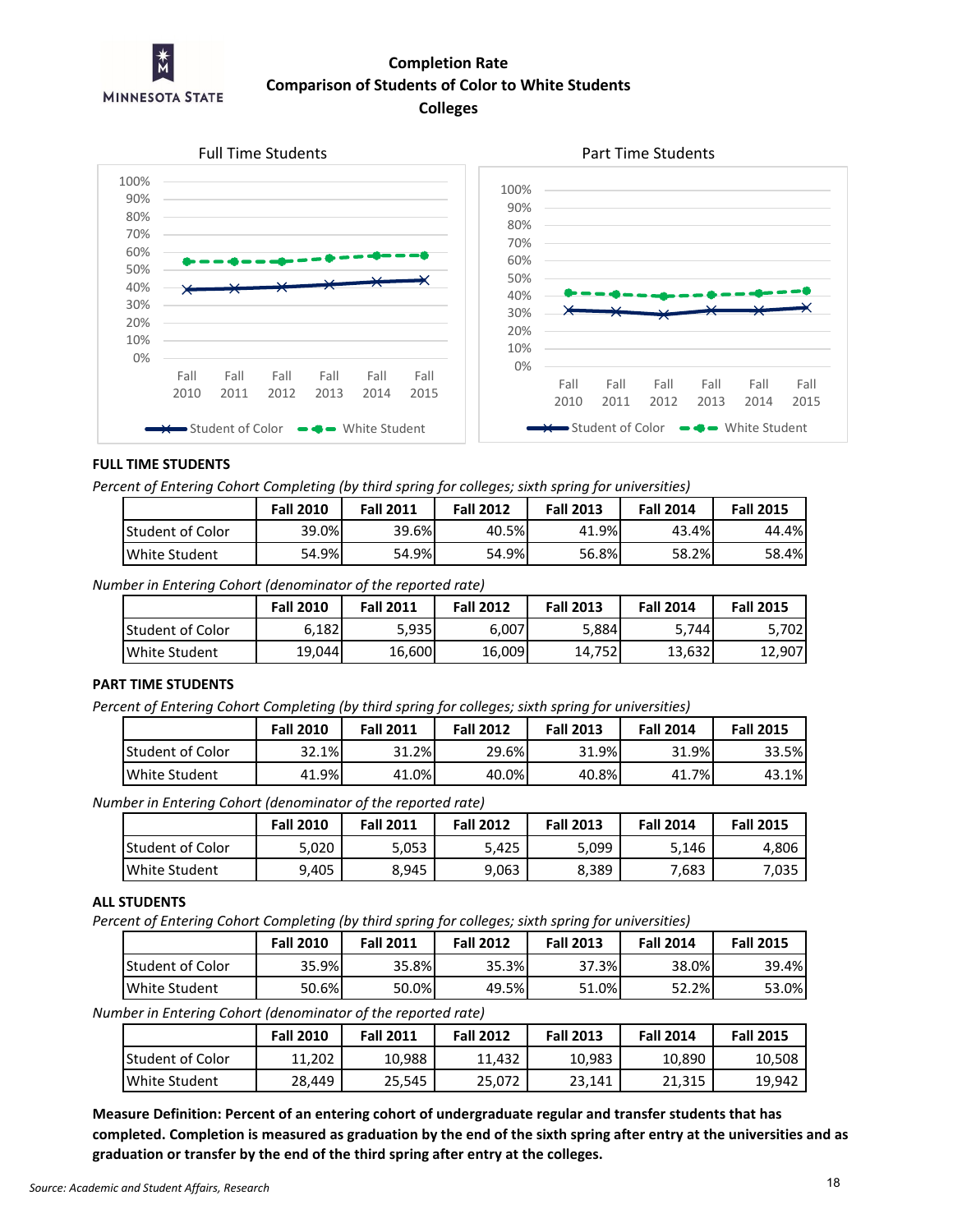# Completion Rate
## Comparison of Students of Color to White Students
## Colleges

Full Time Students

Part Time Students

### FULL TIME STUDENTS

*Percent of Entering Cohort Completing (by third spring for colleges; sixth spring for universities)*

| | Fall 2010 | Fall 2011 | Fall 2012 | Fall 2013 | Fall 2014 | Fall 2015 |
|---|---|---|---|---|---|---|
| Student of Color | 39.0% | 39.6% | 40.5% | 41.9% | 43.4% | 44.4% |
| White Student | 54.9% | 54.9% | 54.9% | 56.8% | 58.2% | 58.4% |

*Number in Entering Cohort (denominator of the reported rate)*

| | Fall 2010 | Fall 2011 | Fall 2012 | Fall 2013 | Fall 2014 | Fall 2015 |
|---|---|---|---|---|---|---|
| Student of Color | 6,182 | 5,935 | 6,007 | 5,884 | 5,744 | 5,702 |
| White Student | 19,044 | 16,600 | 16,009 | 14,752 | 13,632 | 12,907 |

### PART TIME STUDENTS

*Percent of Entering Cohort Completing (by third spring for colleges; sixth spring for universities)*

| | Fall 2010 | Fall 2011 | Fall 2012 | Fall 2013 | Fall 2014 | Fall 2015 |
|---|---|---|---|---|---|---|
| Student of Color | 32.1% | 31.2% | 29.6% | 31.9% | 31.9% | 33.5% |
| White Student | 41.9% | 41.0% | 40.0% | 40.8% | 41.7% | 43.1% |

*Number in Entering Cohort (denominator of the reported rate)*

| | Fall 2010 | Fall 2011 | Fall 2012 | Fall 2013 | Fall 2014 | Fall 2015 |
|---|---|---|---|---|---|---|
| Student of Color | 5,020 | 5,053 | 5,425 | 5,099 | 5,146 | 4,806 |
| White Student | 9,405 | 8,945 | 9,063 | 8,389 | 7,683 | 7,035 |

### ALL STUDENTS

*Percent of Entering Cohort Completing (by third spring for colleges; sixth spring for universities)*

| | Fall 2010 | Fall 2011 | Fall 2012 | Fall 2013 | Fall 2014 | Fall 2015 |
|---|---|---|---|---|---|---|
| Student of Color | 35.9% | 35.8% | 35.3% | 37.3% | 38.0% | 39.4% |
| White Student | 50.6% | 50.0% | 49.5% | 51.0% | 52.2% | 53.0% |

*Number in Entering Cohort (denominator of the reported rate)*

| | Fall 2010 | Fall 2011 | Fall 2012 | Fall 2013 | Fall 2014 | Fall 2015 |
|---|---|---|---|---|---|---|
| Student of Color | 11,202 | 10,988 | 11,432 | 10,983 | 10,890 | 10,508 |
| White Student | 28,449 | 25,545 | 25,072 | 23,141 | 21,315 | 19,942 |

**Measure Definition: Percent of an entering cohort of undergraduate regular and transfer students that has completed. Completion is measured as graduation by the end of the sixth spring after entry at the universities and as graduation or transfer by the end of the third spring after entry at the colleges.**

*Source: Academic and Student Affairs, Research*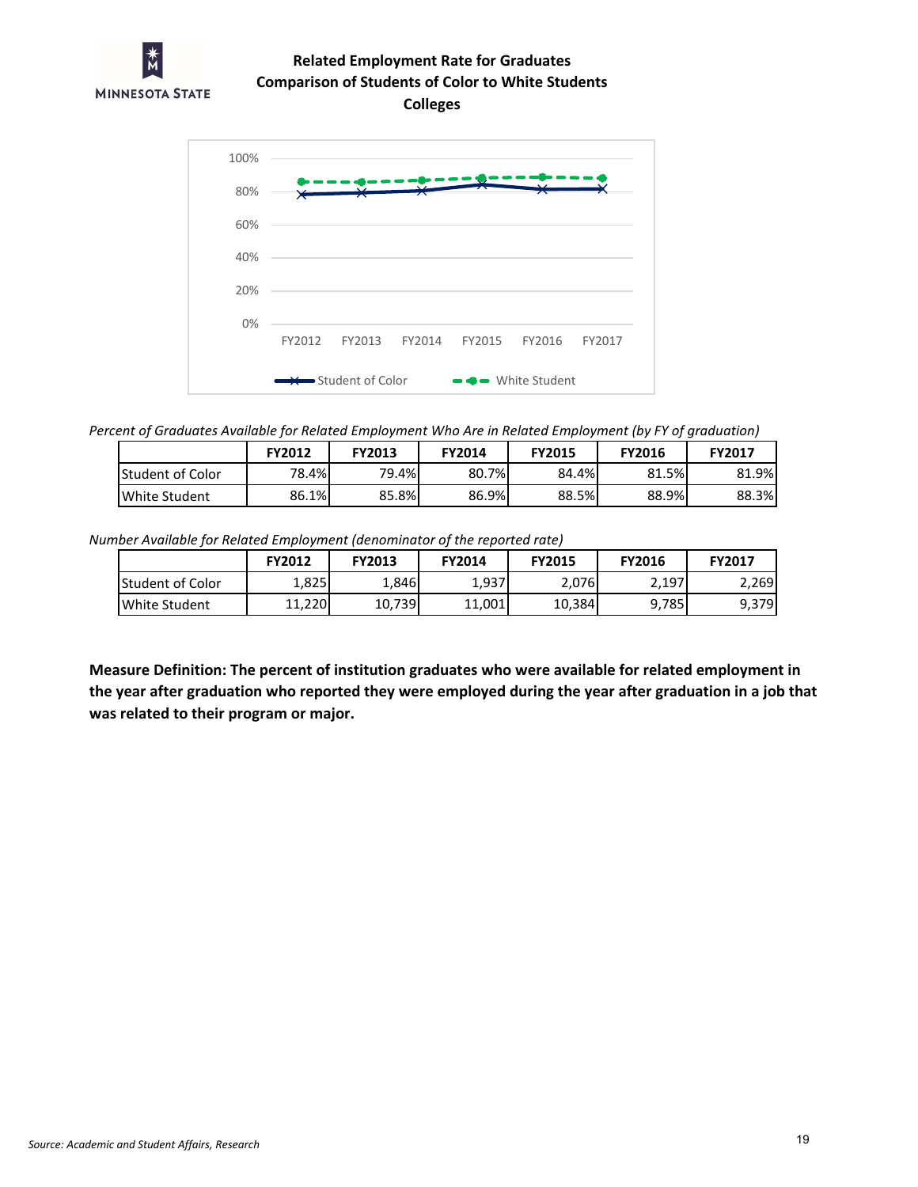**Related Employment Rate for Graduates**
**Comparison of Students of Color to White Students**
**Colleges**

*Percent of Graduates Available for Related Employment Who Are in Related Employment (by FY of graduation)*

| | FY2012 | FY2013 | FY2014 | FY2015 | FY2016 | FY2017 |
|---|---|---|---|---|---|---|
| Student of Color | 78.4% | 79.4% | 80.7% | 84.4% | 81.5% | 81.9% |
| White Student | 86.1% | 85.8% | 86.9% | 88.5% | 88.9% | 88.3% |

*Number Available for Related Employment (denominator of the reported rate)*

| | FY2012 | FY2013 | FY2014 | FY2015 | FY2016 | FY2017 |
|---|---|---|---|---|---|---|
| Student of Color | 1,825 | 1,846 | 1,937 | 2,076 | 2,197 | 2,269 |
| White Student | 11,220 | 10,739 | 11,001 | 10,384 | 9,785 | 9,379 |

**Measure Definition: The percent of institution graduates who were available for related employment in the year after graduation who reported they were employed during the year after graduation in a job that was related to their program or major.**

*Source: Academic and Student Affairs, Research*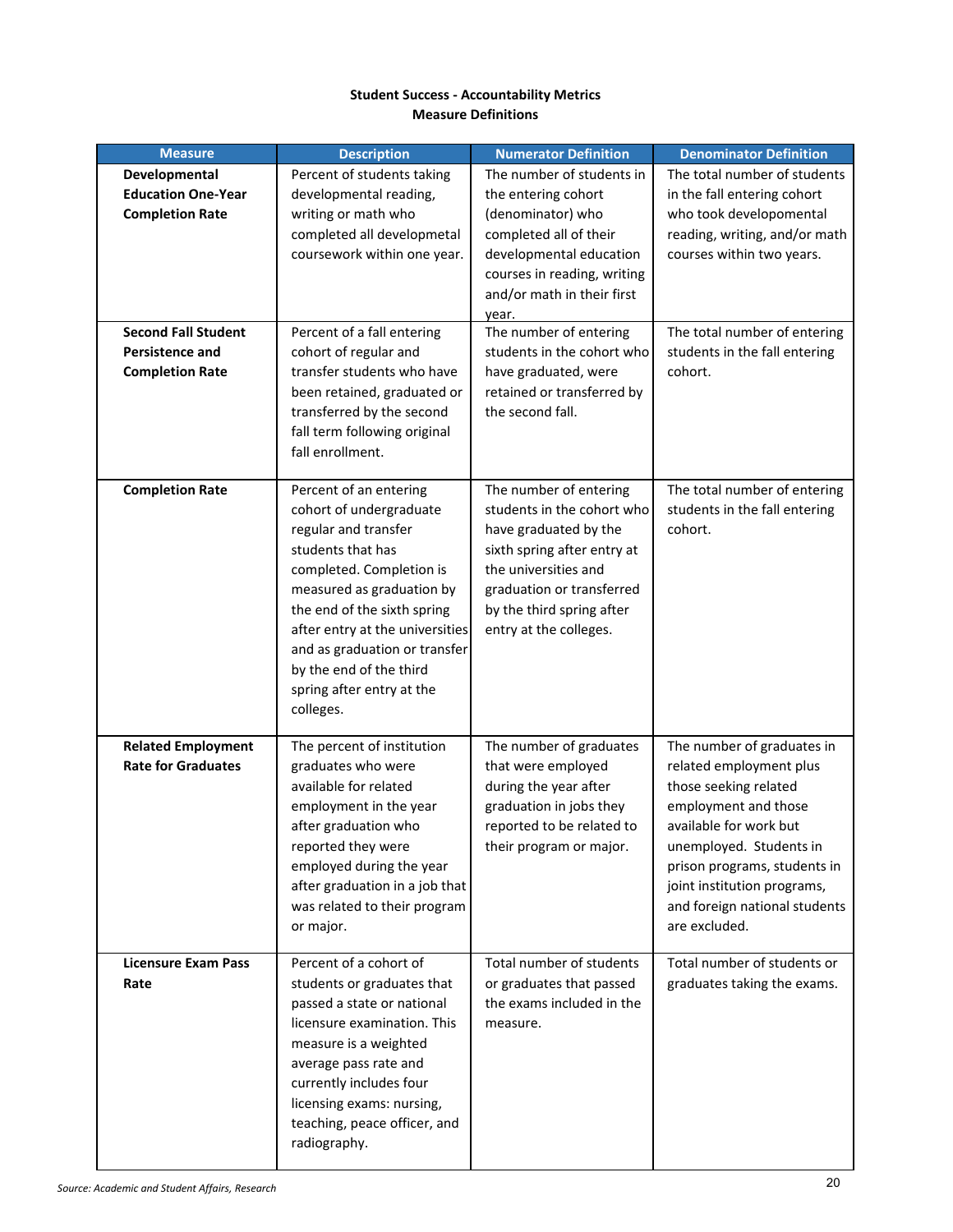**Student Success - Accountability Metrics**
**Measure Definitions**

| Measure | Description | Numerator Definition | Denominator Definition |
|---|---|---|---|
| **Developmental Education One-Year Completion Rate** | Percent of students taking developmental reading, writing or math who completed all developmetal coursework within one year. | The number of students in the entering cohort (denominator) who completed all of their developmental education courses in reading, writing and/or math in their first year. | The total number of students in the fall entering cohort who took developomental reading, writing, and/or math courses within two years. |
| **Second Fall Student Persistence and Completion Rate** | Percent of a fall entering cohort of regular and transfer students who have been retained, graduated or transferred by the second fall term following original fall enrollment. | The number of entering students in the cohort who have graduated, were retained or transferred by the second fall. | The total number of entering students in the fall entering cohort. |
| **Completion Rate** | Percent of an entering cohort of undergraduate regular and transfer students that has completed. Completion is measured as graduation by the end of the sixth spring after entry at the universities and as graduation or transfer by the end of the third spring after entry at the colleges. | The number of entering students in the cohort who have graduated by the sixth spring after entry at the universities and graduation or transferred by the third spring after entry at the colleges. | The total number of entering students in the fall entering cohort. |
| **Related Employment Rate for Graduates** | The percent of institution graduates who were available for related employment in the year after graduation who reported they were employed during the year after graduation in a job that was related to their program or major. | The number of graduates that were employed during the year after graduation in jobs they reported to be related to their program or major. | The number of graduates in related employment plus those seeking related employment and those available for work but unemployed. Students in prison programs, students in joint institution programs, and foreign national students are excluded. |
| **Licensure Exam Pass Rate** | Percent of a cohort of students or graduates that passed a state or national licensure examination. This measure is a weighted average pass rate and currently includes four licensing exams: nursing, teaching, peace officer, and radiography. | Total number of students or graduates that passed the exams included in the measure. | Total number of students or graduates taking the exams. |

*Source: Academic and Student Affairs, Research*